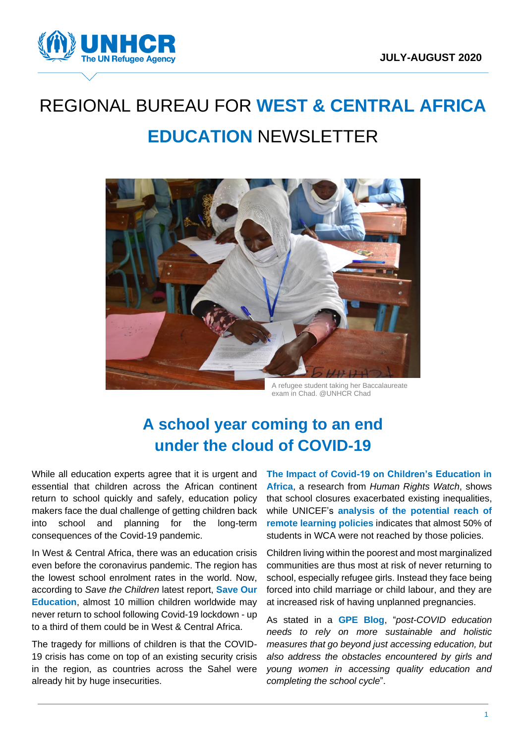JULY-AUGUST 2020

# REGIONAL BUREAU FOR **WEST & CENTRAL AFRICA** **EDUCATION** NEWSLETTER

A refugee student taking her Baccalaureate exam in Chad. @UNHCR Chad

## A school year coming to an end under the cloud of COVID-19

While all education experts agree that it is urgent and essential that children across the African continent return to school quickly and safely, education policy makers face the dual challenge of getting children back into school and planning for the long-term consequences of the Covid-19 pandemic.

In West & Central Africa, there was an education crisis even before the coronavirus pandemic. The region has the lowest school enrolment rates in the world. Now, according to *Save the Children* latest report, **Save Our Education**, almost 10 million children worldwide may never return to school following Covid-19 lockdown - up to a third of them could be in West & Central Africa.

The tragedy for millions of children is that the COVID-19 crisis has come on top of an existing security crisis in the region, as countries across the Sahel were already hit by huge insecurities.

**The Impact of Covid-19 on Children's Education in Africa**, a research from *Human Rights Watch*, shows that school closures exacerbated existing inequalities, while UNICEF's **analysis of the potential reach of remote learning policies** indicates that almost 50% of students in WCA were not reached by those policies.

Children living within the poorest and most marginalized communities are thus most at risk of never returning to school, especially refugee girls. Instead they face being forced into child marriage or child labour, and they are at increased risk of having unplanned pregnancies.

As stated in a **GPE Blog**, "*post-COVID education needs to rely on more sustainable and holistic measures that go beyond just accessing education, but also address the obstacles encountered by girls and young women in accessing quality education and completing the school cycle*".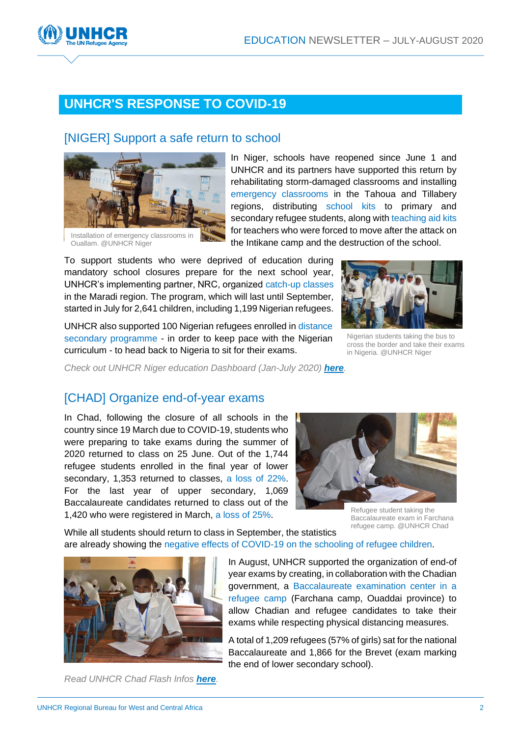## UNHCR'S RESPONSE TO COVID-19

### [NIGER] Support a safe return to school

Installation of emergency classrooms in Ouallam. @UNHCR Niger

In Niger, schools have reopened since June 1 and UNHCR and its partners have supported this return by rehabilitating storm-damaged classrooms and installing emergency classrooms in the Tahoua and Tillabery regions, distributing school kits to primary and secondary refugee students, along with teaching aid kits for teachers who were forced to move after the attack on the Intikane camp and the destruction of the school.

To support students who were deprived of education during mandatory school closures prepare for the next school year, UNHCR's implementing partner, NRC, organized catch-up classes in the Maradi region. The program, which will last until September, started in July for 2,641 children, including 1,199 Nigerian refugees.

UNHCR also supported 100 Nigerian refugees enrolled in distance secondary programme - in order to keep pace with the Nigerian curriculum - to head back to Nigeria to sit for their exams.

Nigerian students taking the bus to cross the border and take their exams in Nigeria. @UNHCR Niger

*Check out UNHCR Niger education Dashboard (Jan-July 2020)* ***here***.

### [CHAD] Organize end-of-year exams

In Chad, following the closure of all schools in the country since 19 March due to COVID-19, students who were preparing to take exams during the summer of 2020 returned to class on 25 June. Out of the 1,744 refugee students enrolled in the final year of lower secondary, 1,353 returned to classes, a loss of 22%. For the last year of upper secondary, 1,069 Baccalaureate candidates returned to class out of the 1,420 who were registered in March, a loss of 25%.

Refugee student taking the Baccalaureate exam in Farchana refugee camp. @UNHCR Chad

While all students should return to class in September, the statistics are already showing the negative effects of COVID-19 on the schooling of refugee children.

In August, UNHCR supported the organization of end-of year exams by creating, in collaboration with the Chadian government, a Baccalaureate examination center in a refugee camp (Farchana camp, Ouaddai province) to allow Chadian and refugee candidates to take their exams while respecting physical distancing measures.

A total of 1,209 refugees (57% of girls) sat for the national Baccalaureate and 1,866 for the Brevet (exam marking the end of lower secondary school).

*Read UNHCR Chad Flash Infos* ***here***.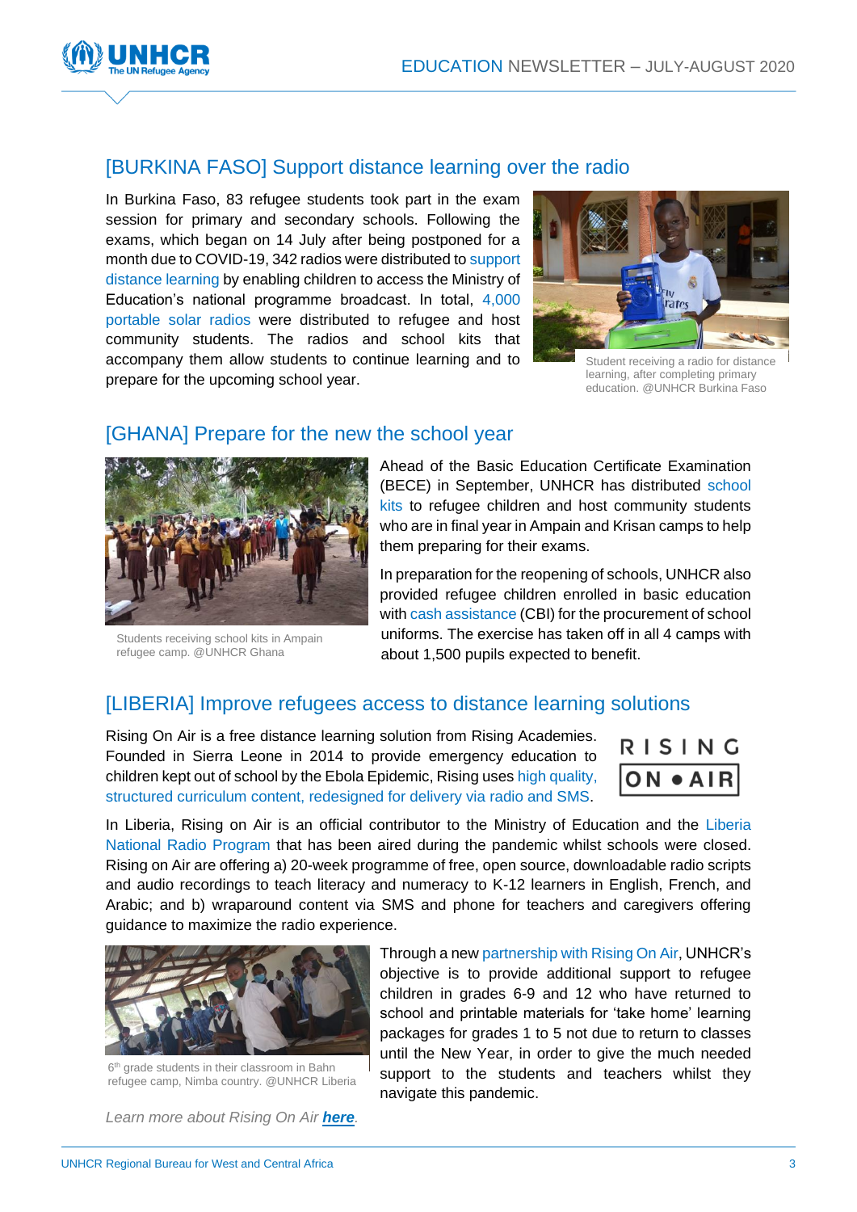## [BURKINA FASO] Support distance learning over the radio

In Burkina Faso, 83 refugee students took part in the exam session for primary and secondary schools. Following the exams, which began on 14 July after being postponed for a month due to COVID-19, 342 radios were distributed to support distance learning by enabling children to access the Ministry of Education's national programme broadcast. In total, 4,000 portable solar radios were distributed to refugee and host community students. The radios and school kits that accompany them allow students to continue learning and to prepare for the upcoming school year.

Student receiving a radio for distance learning, after completing primary education. @UNHCR Burkina Faso

## [GHANA] Prepare for the new the school year

Students receiving school kits in Ampain refugee camp. @UNHCR Ghana

Ahead of the Basic Education Certificate Examination (BECE) in September, UNHCR has distributed school kits to refugee children and host community students who are in final year in Ampain and Krisan camps to help them preparing for their exams.

In preparation for the reopening of schools, UNHCR also provided refugee children enrolled in basic education with cash assistance (CBI) for the procurement of school uniforms. The exercise has taken off in all 4 camps with about 1,500 pupils expected to benefit.

## [LIBERIA] Improve refugees access to distance learning solutions

Rising On Air is a free distance learning solution from Rising Academies. Founded in Sierra Leone in 2014 to provide emergency education to children kept out of school by the Ebola Epidemic, Rising uses high quality, structured curriculum content, redesigned for delivery via radio and SMS.

RISING ON • AIR

In Liberia, Rising on Air is an official contributor to the Ministry of Education and the Liberia National Radio Program that has been aired during the pandemic whilst schools were closed. Rising on Air are offering a) 20-week programme of free, open source, downloadable radio scripts and audio recordings to teach literacy and numeracy to K-12 learners in English, French, and Arabic; and b) wraparound content via SMS and phone for teachers and caregivers offering guidance to maximize the radio experience.

6th grade students in their classroom in Bahn refugee camp, Nimba country. @UNHCR Liberia

Through a new partnership with Rising On Air, UNHCR's objective is to provide additional support to refugee children in grades 6-9 and 12 who have returned to school and printable materials for 'take home' learning packages for grades 1 to 5 not due to return to classes until the New Year, in order to give the much needed support to the students and teachers whilst they navigate this pandemic.

*Learn more about Rising On Air **here**.*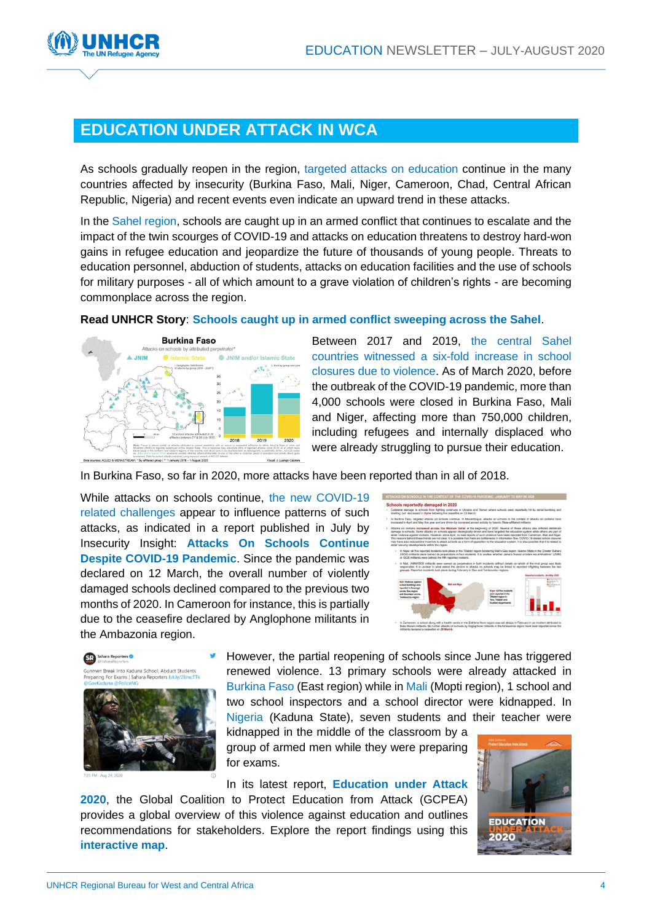## EDUCATION UNDER ATTACK IN WCA

As schools gradually reopen in the region, targeted attacks on education continue in the many countries affected by insecurity (Burkina Faso, Mali, Niger, Cameroon, Chad, Central African Republic, Nigeria) and recent events even indicate an upward trend in these attacks.

In the Sahel region, schools are caught up in an armed conflict that continues to escalate and the impact of the twin scourges of COVID-19 and attacks on education threatens to destroy hard-won gains in refugee education and jeopardize the future of thousands of young people. Threats to education personnel, abduction of students, attacks on education facilities and the use of schools for military purposes - all of which amount to a grave violation of children's rights - are becoming commonplace across the region.

**Read UNHCR Story**: **Schools caught up in armed conflict sweeping across the Sahel**.

Between 2017 and 2019, the central Sahel countries witnessed a six-fold increase in school closures due to violence. As of March 2020, before the outbreak of the COVID-19 pandemic, more than 4,000 schools were closed in Burkina Faso, Mali and Niger, affecting more than 750,000 children, including refugees and internally displaced who were already struggling to pursue their education.

In Burkina Faso, so far in 2020, more attacks have been reported than in all of 2018.

While attacks on schools continue, the new COVID-19 related challenges appear to influence patterns of such attacks, as indicated in a report published in July by Insecurity Insight: **Attacks On Schools Continue Despite COVID-19 Pandemic**. Since the pandemic was declared on 12 March, the overall number of violently damaged schools declined compared to the previous two months of 2020. In Cameroon for instance, this is partially due to the ceasefire declared by Anglophone militants in the Ambazonia region.

However, the partial reopening of schools since June has triggered renewed violence. 13 primary schools were already attacked in Burkina Faso (East region) while in Mali (Mopti region), 1 school and two school inspectors and a school director were kidnapped. In Nigeria (Kaduna State), seven students and their teacher were kidnapped in the middle of the classroom by a group of armed men while they were preparing for exams.

In its latest report, **Education under Attack 2020**, the Global Coalition to Protect Education from Attack (GCPEA) provides a global overview of this violence against education and outlines recommendations for stakeholders. Explore the report findings using this **interactive map**.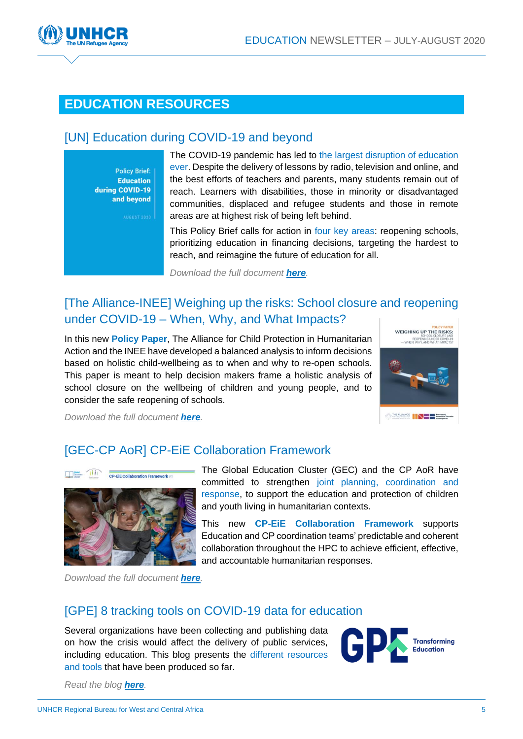## EDUCATION RESOURCES

### [UN] Education during COVID-19 and beyond

The COVID-19 pandemic has led to the largest disruption of education ever. Despite the delivery of lessons by radio, television and online, and the best efforts of teachers and parents, many students remain out of reach. Learners with disabilities, those in minority or disadvantaged communities, displaced and refugee students and those in remote areas are at highest risk of being left behind.

This Policy Brief calls for action in four key areas: reopening schools, prioritizing education in financing decisions, targeting the hardest to reach, and reimagine the future of education for all.

*Download the full document* ***here****.*

### [The Alliance-INEE] Weighing up the risks: School closure and reopening under COVID-19 – When, Why, and What Impacts?

In this new **Policy Paper**, The Alliance for Child Protection in Humanitarian Action and the INEE have developed a balanced analysis to inform decisions based on holistic child-wellbeing as to when and why to re-open schools. This paper is meant to help decision makers frame a holistic analysis of school closure on the wellbeing of children and young people, and to consider the safe reopening of schools.

*Download the full document* ***here****.*

### [GEC-CP AoR] CP-EiE Collaboration Framework

The Global Education Cluster (GEC) and the CP AoR have committed to strengthen joint planning, coordination and response, to support the education and protection of children and youth living in humanitarian contexts.

This new **CP-EiE Collaboration Framework** supports Education and CP coordination teams' predictable and coherent collaboration throughout the HPC to achieve efficient, effective, and accountable humanitarian responses.

*Download the full document* ***here****.*

### [GPE] 8 tracking tools on COVID-19 data for education

Several organizations have been collecting and publishing data on how the crisis would affect the delivery of public services, including education. This blog presents the different resources and tools that have been produced so far.

*Read the blog* ***here****.*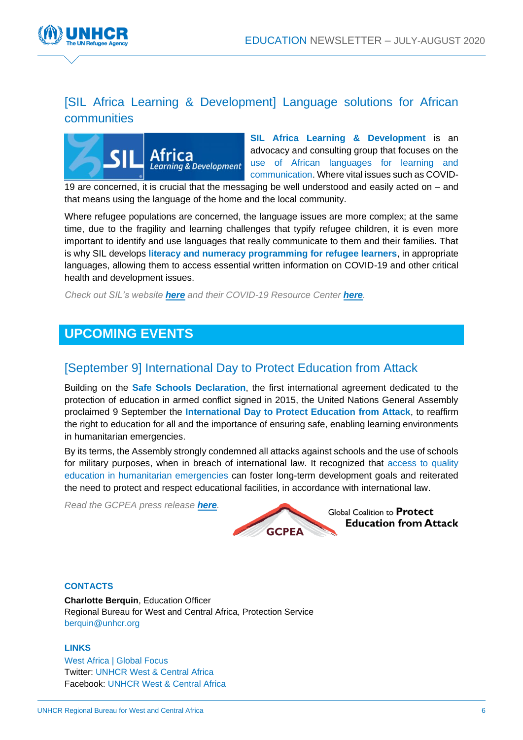## [SIL Africa Learning & Development] Language solutions for African communities

**SIL Africa Learning & Development** is an advocacy and consulting group that focuses on the use of African languages for learning and communication. Where vital issues such as COVID-19 are concerned, it is crucial that the messaging be well understood and easily acted on – and that means using the language of the home and the local community.

Where refugee populations are concerned, the language issues are more complex; at the same time, due to the fragility and learning challenges that typify refugee children, it is even more important to identify and use languages that really communicate to them and their families. That is why SIL develops **literacy and numeracy programming for refugee learners**, in appropriate languages, allowing them to access essential written information on COVID-19 and other critical health and development issues.

*Check out SIL's website **here** and their COVID-19 Resource Center **here**.*

# UPCOMING EVENTS

## [September 9] International Day to Protect Education from Attack

Building on the **Safe Schools Declaration**, the first international agreement dedicated to the protection of education in armed conflict signed in 2015, the United Nations General Assembly proclaimed 9 September the **International Day to Protect Education from Attack**, to reaffirm the right to education for all and the importance of ensuring safe, enabling learning environments in humanitarian emergencies.

By its terms, the Assembly strongly condemned all attacks against schools and the use of schools for military purposes, when in breach of international law. It recognized that access to quality education in humanitarian emergencies can foster long-term development goals and reiterated the need to protect and respect educational facilities, in accordance with international law.

*Read the GCPEA press release **here**.*

### CONTACTS

**Charlotte Berquin**, Education Officer
Regional Bureau for West and Central Africa, Protection Service
berquin@unhcr.org

### LINKS

West Africa | Global Focus
Twitter: UNHCR West & Central Africa
Facebook: UNHCR West & Central Africa